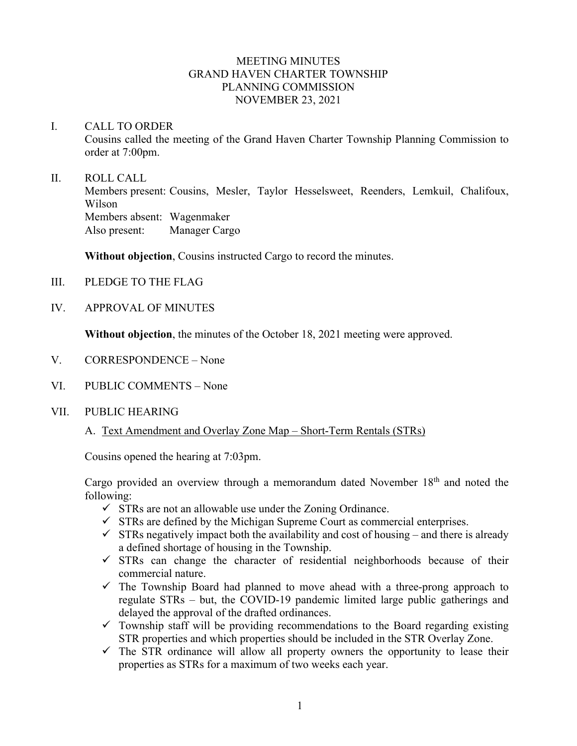# MEETING MINUTES
# GRAND HAVEN CHARTER TOWNSHIP
# PLANNING COMMISSION
# NOVEMBER 23, 2021

## I. CALL TO ORDER

Cousins called the meeting of the Grand Haven Charter Township Planning Commission to order at 7:00pm.

## II. ROLL CALL

Members present: Cousins, Mesler, Taylor Hesselsweet, Reenders, Lemkuil, Chalifoux, Wilson
Members absent: Wagenmaker
Also present: Manager Cargo

**Without objection**, Cousins instructed Cargo to record the minutes.

## III. PLEDGE TO THE FLAG

## IV. APPROVAL OF MINUTES

**Without objection**, the minutes of the October 18, 2021 meeting were approved.

## V. CORRESPONDENCE – None

## VI. PUBLIC COMMENTS – None

## VII. PUBLIC HEARING

A. Text Amendment and Overlay Zone Map – Short-Term Rentals (STRs)

Cousins opened the hearing at 7:03pm.

Cargo provided an overview through a memorandum dated November 18th and noted the following:

- ✓ STRs are not an allowable use under the Zoning Ordinance.
- ✓ STRs are defined by the Michigan Supreme Court as commercial enterprises.
- ✓ STRs negatively impact both the availability and cost of housing – and there is already a defined shortage of housing in the Township.
- ✓ STRs can change the character of residential neighborhoods because of their commercial nature.
- ✓ The Township Board had planned to move ahead with a three-prong approach to regulate STRs – but, the COVID-19 pandemic limited large public gatherings and delayed the approval of the drafted ordinances.
- ✓ Township staff will be providing recommendations to the Board regarding existing STR properties and which properties should be included in the STR Overlay Zone.
- ✓ The STR ordinance will allow all property owners the opportunity to lease their properties as STRs for a maximum of two weeks each year.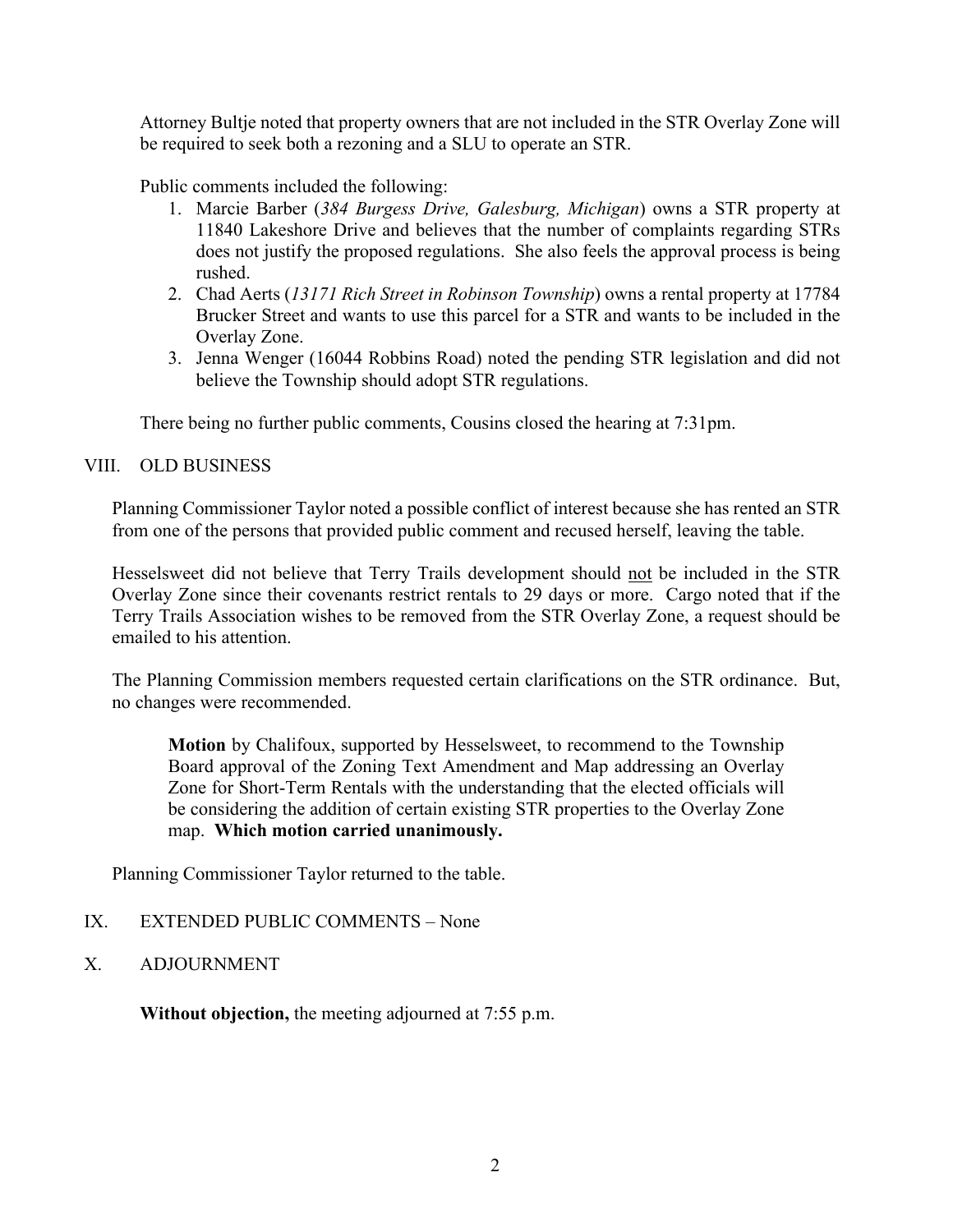Attorney Bultje noted that property owners that are not included in the STR Overlay Zone will be required to seek both a rezoning and a SLU to operate an STR.

Public comments included the following:

1. Marcie Barber (*384 Burgess Drive, Galesburg, Michigan*) owns a STR property at 11840 Lakeshore Drive and believes that the number of complaints regarding STRs does not justify the proposed regulations. She also feels the approval process is being rushed.
2. Chad Aerts (*13171 Rich Street in Robinson Township*) owns a rental property at 17784 Brucker Street and wants to use this parcel for a STR and wants to be included in the Overlay Zone.
3. Jenna Wenger (16044 Robbins Road) noted the pending STR legislation and did not believe the Township should adopt STR regulations.

There being no further public comments, Cousins closed the hearing at 7:31pm.

## VIII. OLD BUSINESS

Planning Commissioner Taylor noted a possible conflict of interest because she has rented an STR from one of the persons that provided public comment and recused herself, leaving the table.

Hesselsweet did not believe that Terry Trails development should <u>not</u> be included in the STR Overlay Zone since their covenants restrict rentals to 29 days or more. Cargo noted that if the Terry Trails Association wishes to be removed from the STR Overlay Zone, a request should be emailed to his attention.

The Planning Commission members requested certain clarifications on the STR ordinance. But, no changes were recommended.

> **Motion** by Chalifoux, supported by Hesselsweet, to recommend to the Township Board approval of the Zoning Text Amendment and Map addressing an Overlay Zone for Short-Term Rentals with the understanding that the elected officials will be considering the addition of certain existing STR properties to the Overlay Zone map. **Which motion carried unanimously.**

Planning Commissioner Taylor returned to the table.

## IX. EXTENDED PUBLIC COMMENTS – None

## X. ADJOURNMENT

**Without objection,** the meeting adjourned at 7:55 p.m.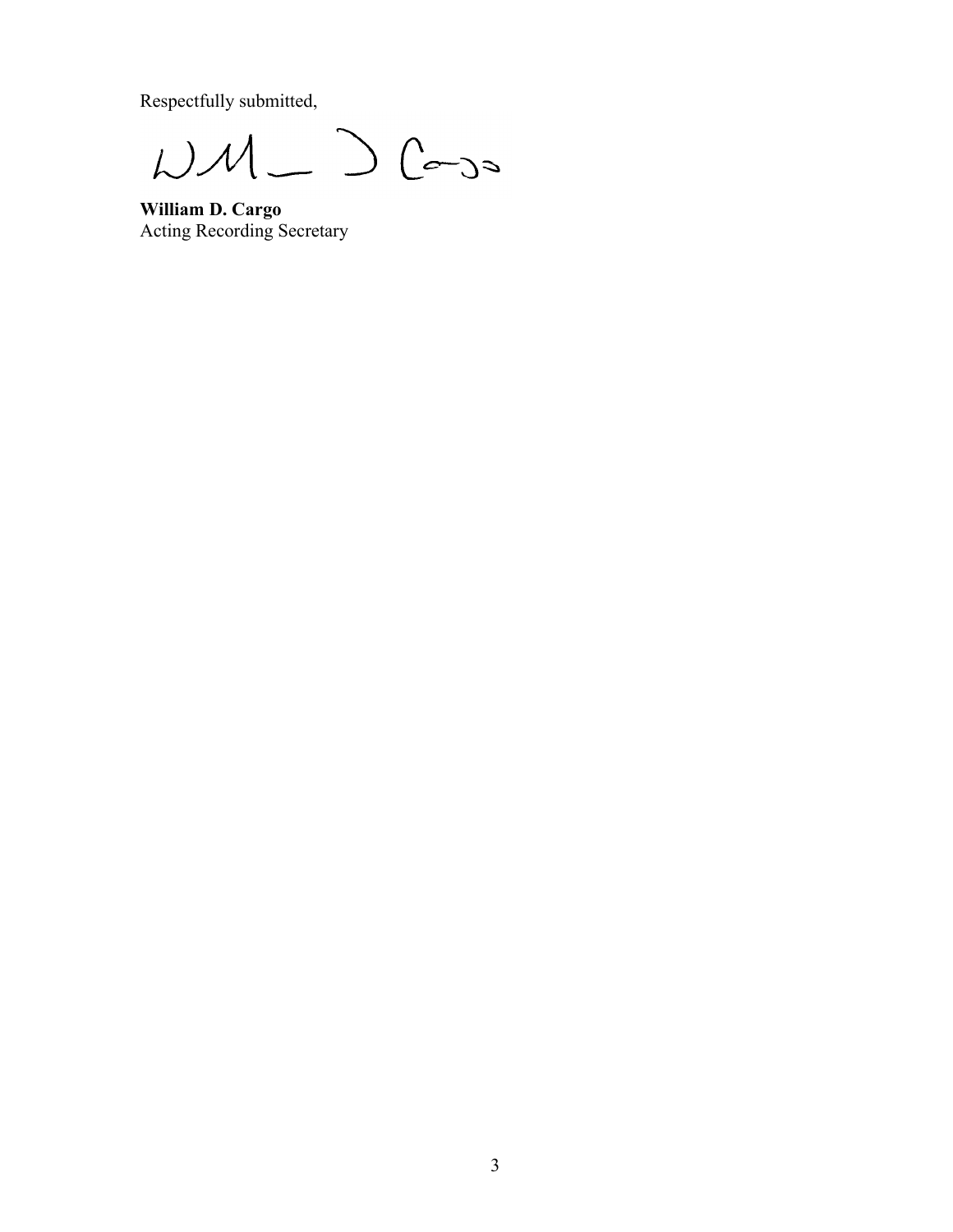Respectfully submitted,

**William D. Cargo**
Acting Recording Secretary